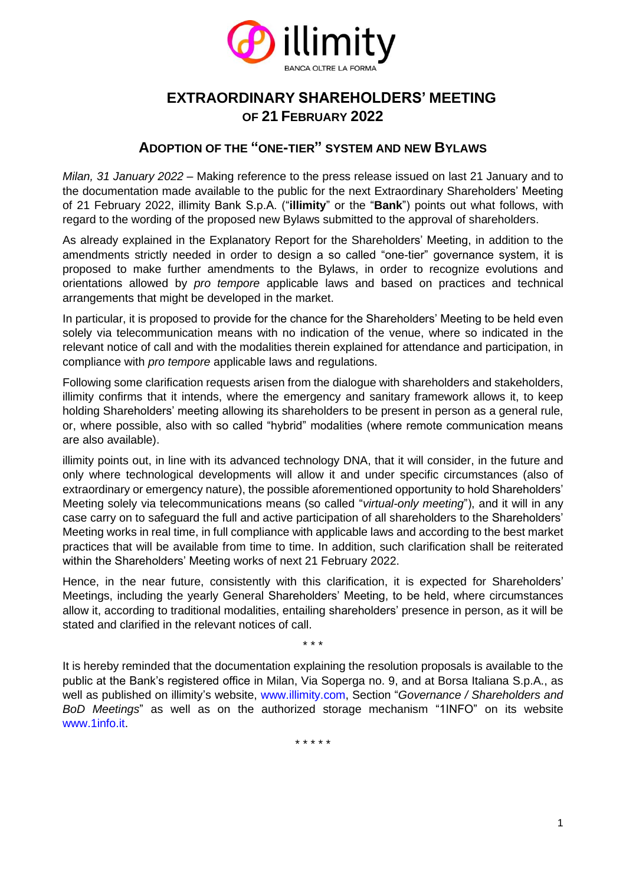# EXTRAORDINARY SHAREHOLDERS' MEETING OF 21 FEBRUARY 2022

## ADOPTION OF THE "ONE-TIER" SYSTEM AND NEW BYLAWS

*Milan, 31 January 2022* – Making reference to the press release issued on last 21 January and to the documentation made available to the public for the next Extraordinary Shareholders' Meeting of 21 February 2022, illimity Bank S.p.A. ("**illimity**" or the "**Bank**") points out what follows, with regard to the wording of the proposed new Bylaws submitted to the approval of shareholders.

As already explained in the Explanatory Report for the Shareholders' Meeting, in addition to the amendments strictly needed in order to design a so called "one-tier" governance system, it is proposed to make further amendments to the Bylaws, in order to recognize evolutions and orientations allowed by *pro tempore* applicable laws and based on practices and technical arrangements that might be developed in the market.

In particular, it is proposed to provide for the chance for the Shareholders' Meeting to be held even solely via telecommunication means with no indication of the venue, where so indicated in the relevant notice of call and with the modalities therein explained for attendance and participation, in compliance with *pro tempore* applicable laws and regulations.

Following some clarification requests arisen from the dialogue with shareholders and stakeholders, illimity confirms that it intends, where the emergency and sanitary framework allows it, to keep holding Shareholders' meeting allowing its shareholders to be present in person as a general rule, or, where possible, also with so called "hybrid" modalities (where remote communication means are also available).

illimity points out, in line with its advanced technology DNA, that it will consider, in the future and only where technological developments will allow it and under specific circumstances (also of extraordinary or emergency nature), the possible aforementioned opportunity to hold Shareholders' Meeting solely via telecommunications means (so called "*virtual-only meeting*"), and it will in any case carry on to safeguard the full and active participation of all shareholders to the Shareholders' Meeting works in real time, in full compliance with applicable laws and according to the best market practices that will be available from time to time. In addition, such clarification shall be reiterated within the Shareholders' Meeting works of next 21 February 2022.

Hence, in the near future, consistently with this clarification, it is expected for Shareholders' Meetings, including the yearly General Shareholders' Meeting, to be held, where circumstances allow it, according to traditional modalities, entailing shareholders' presence in person, as it will be stated and clarified in the relevant notices of call.

\* \* \*

It is hereby reminded that the documentation explaining the resolution proposals is available to the public at the Bank's registered office in Milan, Via Soperga no. 9, and at Borsa Italiana S.p.A., as well as published on illimity's website, www.illimity.com, Section "*Governance / Shareholders and BoD Meetings*" as well as on the authorized storage mechanism "1INFO" on its website www.1info.it.

\* \* \* \* \*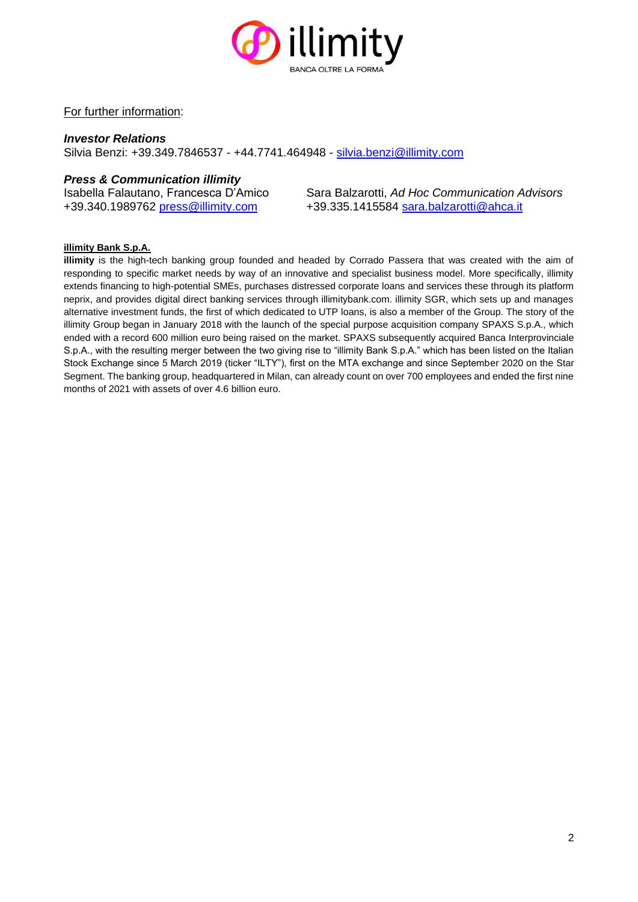For further information:

***Investor Relations***
Silvia Benzi: +39.349.7846537 - +44.7741.464948 - silvia.benzi@illimity.com

***Press & Communication illimity***
Isabella Falautano, Francesca D'Amico
+39.340.1989762 press@illimity.com

Sara Balzarotti, *Ad Hoc Communication Advisors*
+39.335.1415584 sara.balzarotti@ahca.it

**illimity Bank S.p.A.**

**illimity** is the high-tech banking group founded and headed by Corrado Passera that was created with the aim of responding to specific market needs by way of an innovative and specialist business model. More specifically, illimity extends financing to high-potential SMEs, purchases distressed corporate loans and services these through its platform neprix, and provides digital direct banking services through illimitybank.com. illimity SGR, which sets up and manages alternative investment funds, the first of which dedicated to UTP loans, is also a member of the Group. The story of the illimity Group began in January 2018 with the launch of the special purpose acquisition company SPAXS S.p.A., which ended with a record 600 million euro being raised on the market. SPAXS subsequently acquired Banca Interprovinciale S.p.A., with the resulting merger between the two giving rise to "illimity Bank S.p.A." which has been listed on the Italian Stock Exchange since 5 March 2019 (ticker "ILTY"), first on the MTA exchange and since September 2020 on the Star Segment. The banking group, headquartered in Milan, can already count on over 700 employees and ended the first nine months of 2021 with assets of over 4.6 billion euro.